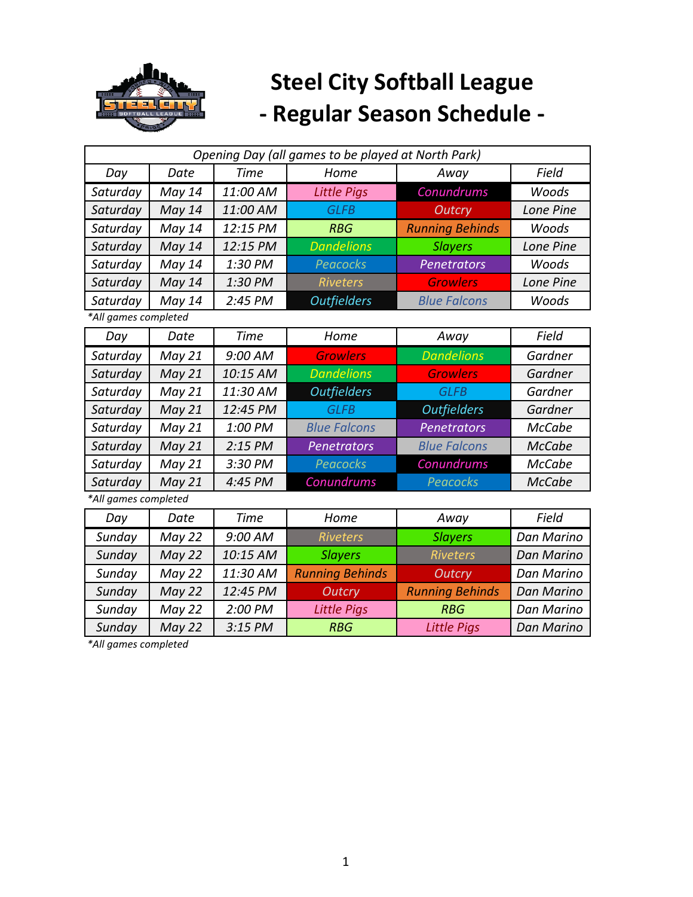# Steel City Softball League
# - Regular Season Schedule -

| *Opening Day (all games to be played at North Park)* | | | | | |
|---|---|---|---|---|---|
| *Day* | *Date* | *Time* | *Home* | *Away* | *Field* |
| *Saturday* | *May 14* | *11:00 AM* | *Little Pigs* | *Conundrums* | *Woods* |
| *Saturday* | *May 14* | *11:00 AM* | *GLFB* | *Outcry* | *Lone Pine* |
| *Saturday* | *May 14* | *12:15 PM* | *RBG* | *Running Behinds* | *Woods* |
| *Saturday* | *May 14* | *12:15 PM* | *Dandelions* | *Slayers* | *Lone Pine* |
| *Saturday* | *May 14* | *1:30 PM* | *Peacocks* | *Penetrators* | *Woods* |
| *Saturday* | *May 14* | *1:30 PM* | *Riveters* | *Growlers* | *Lone Pine* |
| *Saturday* | *May 14* | *2:45 PM* | *Outfielders* | *Blue Falcons* | *Woods* |

*\*All games completed*

| *Day* | *Date* | *Time* | *Home* | *Away* | *Field* |
|---|---|---|---|---|---|
| *Saturday* | *May 21* | *9:00 AM* | *Growlers* | *Dandelions* | *Gardner* |
| *Saturday* | *May 21* | *10:15 AM* | *Dandelions* | *Growlers* | *Gardner* |
| *Saturday* | *May 21* | *11:30 AM* | *Outfielders* | *GLFB* | *Gardner* |
| *Saturday* | *May 21* | *12:45 PM* | *GLFB* | *Outfielders* | *Gardner* |
| *Saturday* | *May 21* | *1:00 PM* | *Blue Falcons* | *Penetrators* | *McCabe* |
| *Saturday* | *May 21* | *2:15 PM* | *Penetrators* | *Blue Falcons* | *McCabe* |
| *Saturday* | *May 21* | *3:30 PM* | *Peacocks* | *Conundrums* | *McCabe* |
| *Saturday* | *May 21* | *4:45 PM* | *Conundrums* | *Peacocks* | *McCabe* |

*\*All games completed*

| *Day* | *Date* | *Time* | *Home* | *Away* | *Field* |
|---|---|---|---|---|---|
| *Sunday* | *May 22* | *9:00 AM* | *Riveters* | *Slayers* | *Dan Marino* |
| *Sunday* | *May 22* | *10:15 AM* | *Slayers* | *Riveters* | *Dan Marino* |
| *Sunday* | *May 22* | *11:30 AM* | *Running Behinds* | *Outcry* | *Dan Marino* |
| *Sunday* | *May 22* | *12:45 PM* | *Outcry* | *Running Behinds* | *Dan Marino* |
| *Sunday* | *May 22* | *2:00 PM* | *Little Pigs* | *RBG* | *Dan Marino* |
| *Sunday* | *May 22* | *3:15 PM* | *RBG* | *Little Pigs* | *Dan Marino* |

*\*All games completed*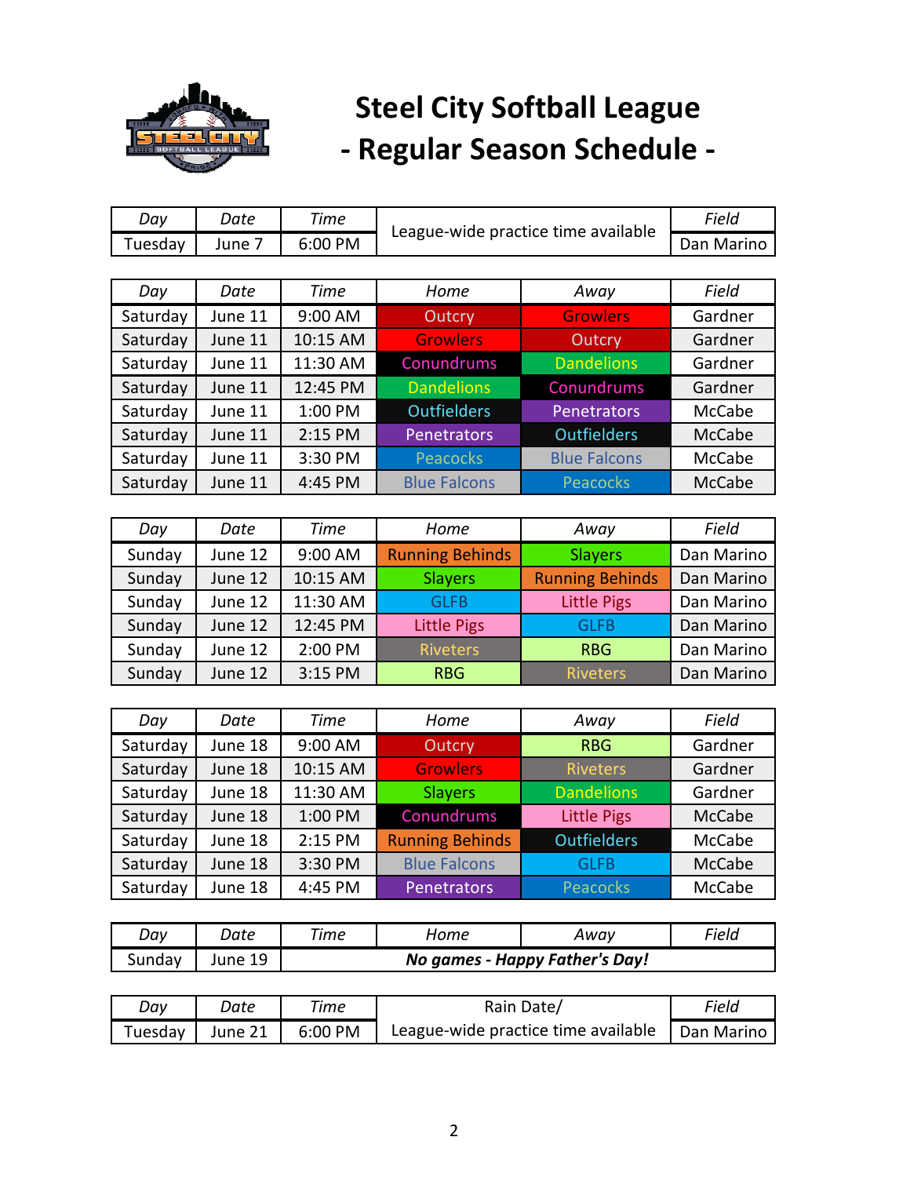# Steel City Softball League
# - Regular Season Schedule -

| *Day* | *Date* | *Time* | League-wide practice time available | *Field* |
|---|---|---|---|---|
| Tuesday | June 7 | 6:00 PM | | Dan Marino |

| *Day* | *Date* | *Time* | *Home* | *Away* | *Field* |
|---|---|---|---|---|---|
| Saturday | June 11 | 9:00 AM | Outcry | Growlers | Gardner |
| Saturday | June 11 | 10:15 AM | Growlers | Outcry | Gardner |
| Saturday | June 11 | 11:30 AM | Conundrums | Dandelions | Gardner |
| Saturday | June 11 | 12:45 PM | Dandelions | Conundrums | Gardner |
| Saturday | June 11 | 1:00 PM | Outfielders | Penetrators | McCabe |
| Saturday | June 11 | 2:15 PM | Penetrators | Outfielders | McCabe |
| Saturday | June 11 | 3:30 PM | Peacocks | Blue Falcons | McCabe |
| Saturday | June 11 | 4:45 PM | Blue Falcons | Peacocks | McCabe |

| *Day* | *Date* | *Time* | *Home* | *Away* | *Field* |
|---|---|---|---|---|---|
| Sunday | June 12 | 9:00 AM | Running Behinds | Slayers | Dan Marino |
| Sunday | June 12 | 10:15 AM | Slayers | Running Behinds | Dan Marino |
| Sunday | June 12 | 11:30 AM | GLFB | Little Pigs | Dan Marino |
| Sunday | June 12 | 12:45 PM | Little Pigs | GLFB | Dan Marino |
| Sunday | June 12 | 2:00 PM | Riveters | RBG | Dan Marino |
| Sunday | June 12 | 3:15 PM | RBG | Riveters | Dan Marino |

| *Day* | *Date* | *Time* | *Home* | *Away* | *Field* |
|---|---|---|---|---|---|
| Saturday | June 18 | 9:00 AM | Outcry | RBG | Gardner |
| Saturday | June 18 | 10:15 AM | Growlers | Riveters | Gardner |
| Saturday | June 18 | 11:30 AM | Slayers | Dandelions | Gardner |
| Saturday | June 18 | 1:00 PM | Conundrums | Little Pigs | McCabe |
| Saturday | June 18 | 2:15 PM | Running Behinds | Outfielders | McCabe |
| Saturday | June 18 | 3:30 PM | Blue Falcons | GLFB | McCabe |
| Saturday | June 18 | 4:45 PM | Penetrators | Peacocks | McCabe |

| *Day* | *Date* | *Time* | *Home* | *Away* | *Field* |
|---|---|---|---|---|---|
| Sunday | June 19 | ***No games - Happy Father's Day!*** | | | |

| *Day* | *Date* | *Time* | Rain Date/ League-wide practice time available | *Field* |
|---|---|---|---|---|
| Tuesday | June 21 | 6:00 PM | | Dan Marino |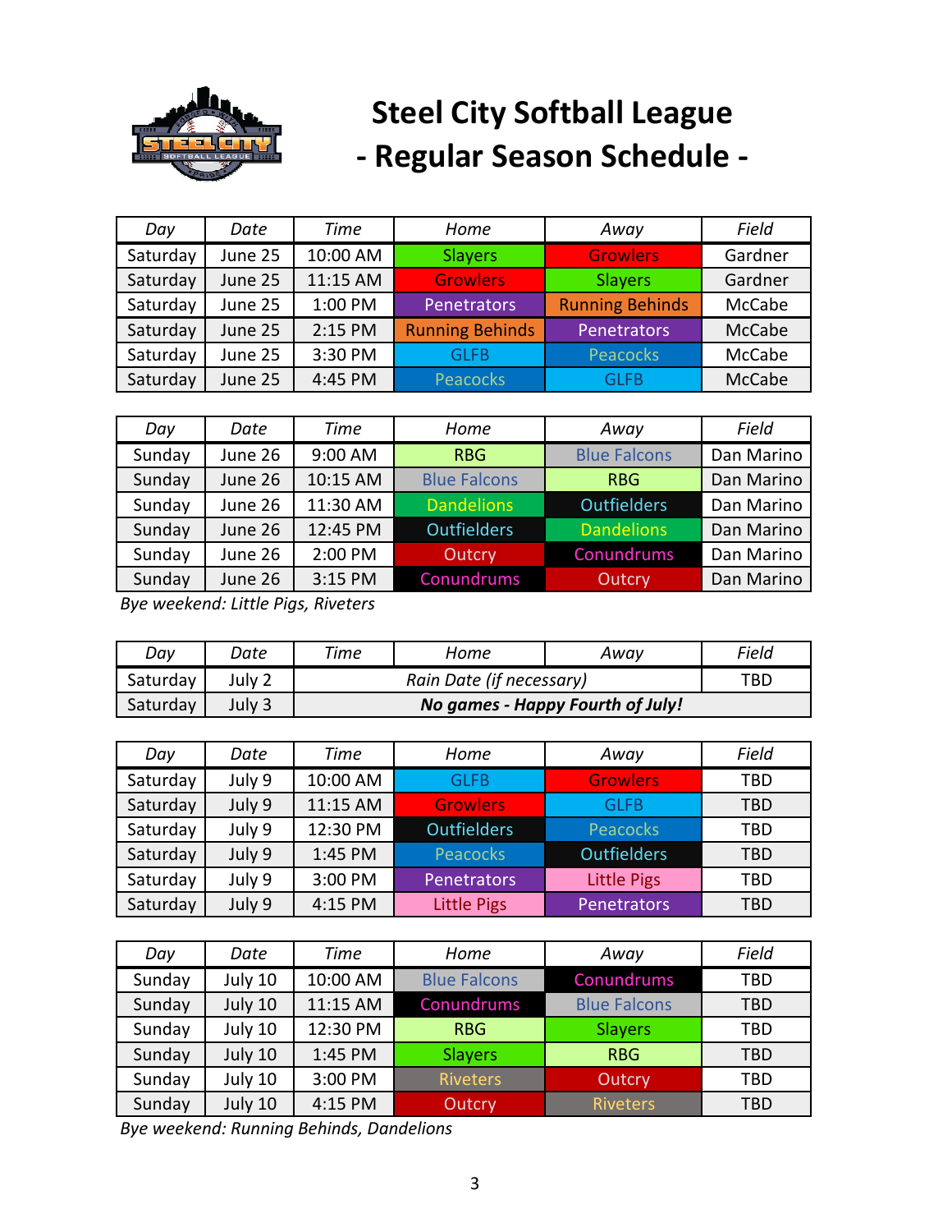# Steel City Softball League
# - Regular Season Schedule -

| *Day* | *Date* | *Time* | *Home* | *Away* | *Field* |
|---|---|---|---|---|---|
| Saturday | June 25 | 10:00 AM | Slayers | Growlers | Gardner |
| Saturday | June 25 | 11:15 AM | Growlers | Slayers | Gardner |
| Saturday | June 25 | 1:00 PM | Penetrators | Running Behinds | McCabe |
| Saturday | June 25 | 2:15 PM | Running Behinds | Penetrators | McCabe |
| Saturday | June 25 | 3:30 PM | GLFB | Peacocks | McCabe |
| Saturday | June 25 | 4:45 PM | Peacocks | GLFB | McCabe |

| *Day* | *Date* | *Time* | *Home* | *Away* | *Field* |
|---|---|---|---|---|---|
| Sunday | June 26 | 9:00 AM | RBG | Blue Falcons | Dan Marino |
| Sunday | June 26 | 10:15 AM | Blue Falcons | RBG | Dan Marino |
| Sunday | June 26 | 11:30 AM | Dandelions | Outfielders | Dan Marino |
| Sunday | June 26 | 12:45 PM | Outfielders | Dandelions | Dan Marino |
| Sunday | June 26 | 2:00 PM | Outcry | Conundrums | Dan Marino |
| Sunday | June 26 | 3:15 PM | Conundrums | Outcry | Dan Marino |

*Bye weekend: Little Pigs, Riveters*

| *Day* | *Date* | *Time* | *Home* | *Away* | *Field* |
|---|---|---|---|---|---|
| Saturday | July 2 | *Rain Date (if necessary)* | | | TBD |
| Saturday | July 3 | ***No games - Happy Fourth of July!*** | | | |

| *Day* | *Date* | *Time* | *Home* | *Away* | *Field* |
|---|---|---|---|---|---|
| Saturday | July 9 | 10:00 AM | GLFB | Growlers | TBD |
| Saturday | July 9 | 11:15 AM | Growlers | GLFB | TBD |
| Saturday | July 9 | 12:30 PM | Outfielders | Peacocks | TBD |
| Saturday | July 9 | 1:45 PM | Peacocks | Outfielders | TBD |
| Saturday | July 9 | 3:00 PM | Penetrators | Little Pigs | TBD |
| Saturday | July 9 | 4:15 PM | Little Pigs | Penetrators | TBD |

| *Day* | *Date* | *Time* | *Home* | *Away* | *Field* |
|---|---|---|---|---|---|
| Sunday | July 10 | 10:00 AM | Blue Falcons | Conundrums | TBD |
| Sunday | July 10 | 11:15 AM | Conundrums | Blue Falcons | TBD |
| Sunday | July 10 | 12:30 PM | RBG | Slayers | TBD |
| Sunday | July 10 | 1:45 PM | Slayers | RBG | TBD |
| Sunday | July 10 | 3:00 PM | Riveters | Outcry | TBD |
| Sunday | July 10 | 4:15 PM | Outcry | Riveters | TBD |

*Bye weekend: Running Behinds, Dandelions*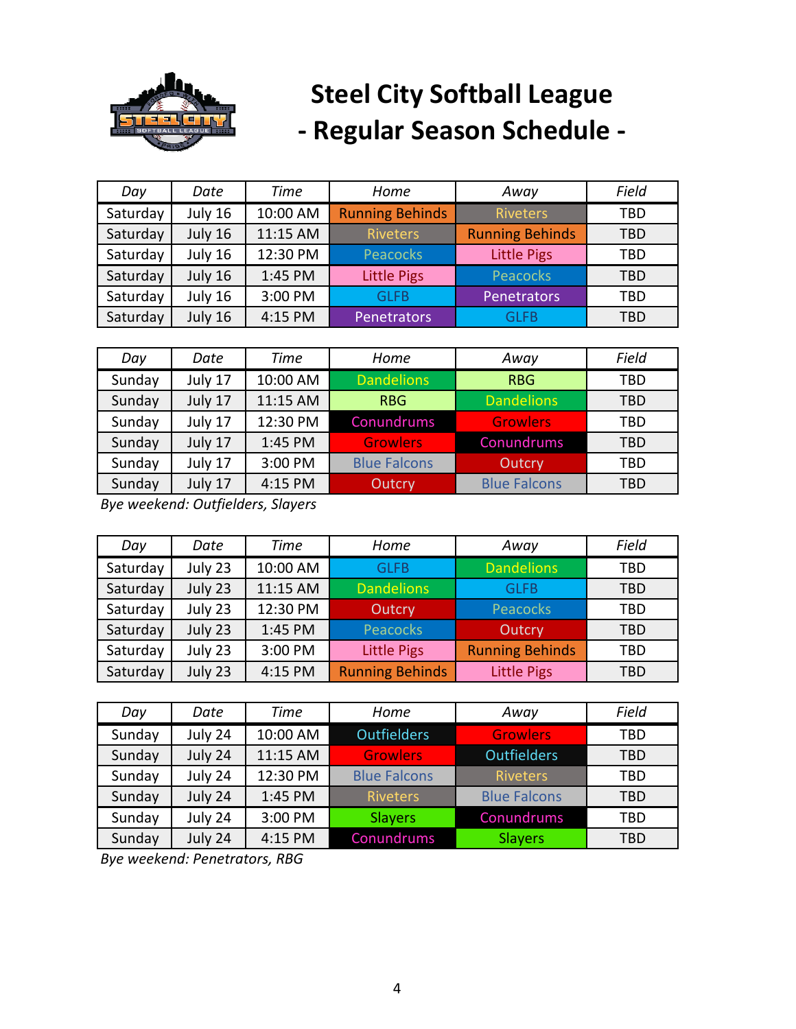# Steel City Softball League
# - Regular Season Schedule -

| *Day* | *Date* | *Time* | *Home* | *Away* | *Field* |
|---|---|---|---|---|---|
| Saturday | July 16 | 10:00 AM | Running Behinds | Riveters | TBD |
| Saturday | July 16 | 11:15 AM | Riveters | Running Behinds | TBD |
| Saturday | July 16 | 12:30 PM | Peacocks | Little Pigs | TBD |
| Saturday | July 16 | 1:45 PM | Little Pigs | Peacocks | TBD |
| Saturday | July 16 | 3:00 PM | GLFB | Penetrators | TBD |
| Saturday | July 16 | 4:15 PM | Penetrators | GLFB | TBD |

| *Day* | *Date* | *Time* | *Home* | *Away* | *Field* |
|---|---|---|---|---|---|
| Sunday | July 17 | 10:00 AM | Dandelions | RBG | TBD |
| Sunday | July 17 | 11:15 AM | RBG | Dandelions | TBD |
| Sunday | July 17 | 12:30 PM | Conundrums | Growlers | TBD |
| Sunday | July 17 | 1:45 PM | Growlers | Conundrums | TBD |
| Sunday | July 17 | 3:00 PM | Blue Falcons | Outcry | TBD |
| Sunday | July 17 | 4:15 PM | Outcry | Blue Falcons | TBD |

*Bye weekend: Outfielders, Slayers*

| *Day* | *Date* | *Time* | *Home* | *Away* | *Field* |
|---|---|---|---|---|---|
| Saturday | July 23 | 10:00 AM | GLFB | Dandelions | TBD |
| Saturday | July 23 | 11:15 AM | Dandelions | GLFB | TBD |
| Saturday | July 23 | 12:30 PM | Outcry | Peacocks | TBD |
| Saturday | July 23 | 1:45 PM | Peacocks | Outcry | TBD |
| Saturday | July 23 | 3:00 PM | Little Pigs | Running Behinds | TBD |
| Saturday | July 23 | 4:15 PM | Running Behinds | Little Pigs | TBD |

| *Day* | *Date* | *Time* | *Home* | *Away* | *Field* |
|---|---|---|---|---|---|
| Sunday | July 24 | 10:00 AM | Outfielders | Growlers | TBD |
| Sunday | July 24 | 11:15 AM | Growlers | Outfielders | TBD |
| Sunday | July 24 | 12:30 PM | Blue Falcons | Riveters | TBD |
| Sunday | July 24 | 1:45 PM | Riveters | Blue Falcons | TBD |
| Sunday | July 24 | 3:00 PM | Slayers | Conundrums | TBD |
| Sunday | July 24 | 4:15 PM | Conundrums | Slayers | TBD |

*Bye weekend: Penetrators, RBG*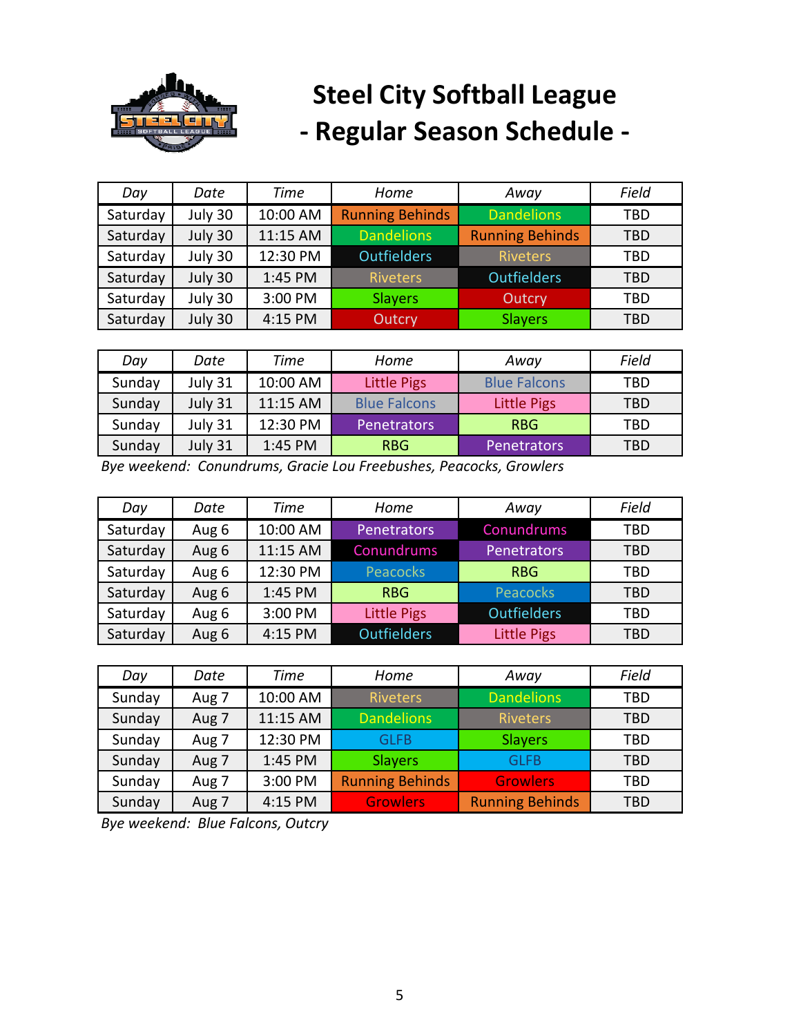# Steel City Softball League
# - Regular Season Schedule -

| Day | Date | Time | Home | Away | Field |
|---|---|---|---|---|---|
| Saturday | July 30 | 10:00 AM | Running Behinds | Dandelions | TBD |
| Saturday | July 30 | 11:15 AM | Dandelions | Running Behinds | TBD |
| Saturday | July 30 | 12:30 PM | Outfielders | Riveters | TBD |
| Saturday | July 30 | 1:45 PM | Riveters | Outfielders | TBD |
| Saturday | July 30 | 3:00 PM | Slayers | Outcry | TBD |
| Saturday | July 30 | 4:15 PM | Outcry | Slayers | TBD |

| Day | Date | Time | Home | Away | Field |
|---|---|---|---|---|---|
| Sunday | July 31 | 10:00 AM | Little Pigs | Blue Falcons | TBD |
| Sunday | July 31 | 11:15 AM | Blue Falcons | Little Pigs | TBD |
| Sunday | July 31 | 12:30 PM | Penetrators | RBG | TBD |
| Sunday | July 31 | 1:45 PM | RBG | Penetrators | TBD |

*Bye weekend: Conundrums, Gracie Lou Freebushes, Peacocks, Growlers*

| Day | Date | Time | Home | Away | Field |
|---|---|---|---|---|---|
| Saturday | Aug 6 | 10:00 AM | Penetrators | Conundrums | TBD |
| Saturday | Aug 6 | 11:15 AM | Conundrums | Penetrators | TBD |
| Saturday | Aug 6 | 12:30 PM | Peacocks | RBG | TBD |
| Saturday | Aug 6 | 1:45 PM | RBG | Peacocks | TBD |
| Saturday | Aug 6 | 3:00 PM | Little Pigs | Outfielders | TBD |
| Saturday | Aug 6 | 4:15 PM | Outfielders | Little Pigs | TBD |

| Day | Date | Time | Home | Away | Field |
|---|---|---|---|---|---|
| Sunday | Aug 7 | 10:00 AM | Riveters | Dandelions | TBD |
| Sunday | Aug 7 | 11:15 AM | Dandelions | Riveters | TBD |
| Sunday | Aug 7 | 12:30 PM | GLFB | Slayers | TBD |
| Sunday | Aug 7 | 1:45 PM | Slayers | GLFB | TBD |
| Sunday | Aug 7 | 3:00 PM | Running Behinds | Growlers | TBD |
| Sunday | Aug 7 | 4:15 PM | Growlers | Running Behinds | TBD |

*Bye weekend: Blue Falcons, Outcry*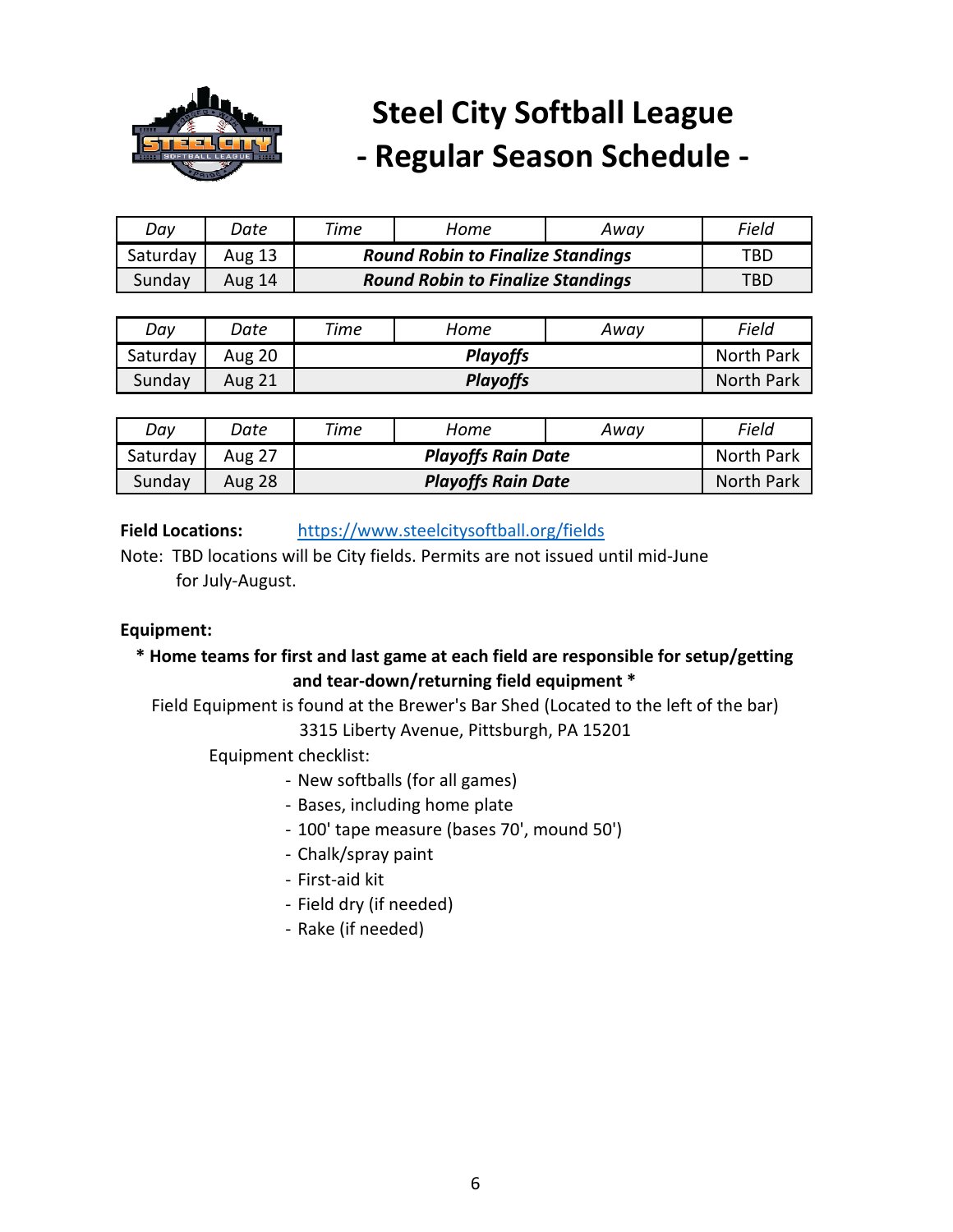# Steel City Softball League
# - Regular Season Schedule -

| *Day* | *Date* | *Time* | *Home* | *Away* | *Field* |
|---|---|---|---|---|---|
| Saturday | Aug 13 | ***Round Robin to Finalize Standings*** | | | TBD |
| Sunday | Aug 14 | ***Round Robin to Finalize Standings*** | | | TBD |

| *Day* | *Date* | *Time* | *Home* | *Away* | *Field* |
|---|---|---|---|---|---|
| Saturday | Aug 20 | ***Playoffs*** | | | North Park |
| Sunday | Aug 21 | ***Playoffs*** | | | North Park |

| *Day* | *Date* | *Time* | *Home* | *Away* | *Field* |
|---|---|---|---|---|---|
| Saturday | Aug 27 | ***Playoffs Rain Date*** | | | North Park |
| Sunday | Aug 28 | ***Playoffs Rain Date*** | | | North Park |

**Field Locations:** https://www.steelcitysoftball.org/fields

Note: TBD locations will be City fields. Permits are not issued until mid-June for July-August.

**Equipment:**

**\* Home teams for first and last game at each field are responsible for setup/getting and tear-down/returning field equipment \***

Field Equipment is found at the Brewer's Bar Shed (Located to the left of the bar)
3315 Liberty Avenue, Pittsburgh, PA 15201

Equipment checklist:

- New softballs (for all games)
- Bases, including home plate
- 100' tape measure (bases 70', mound 50')
- Chalk/spray paint
- First-aid kit
- Field dry (if needed)
- Rake (if needed)